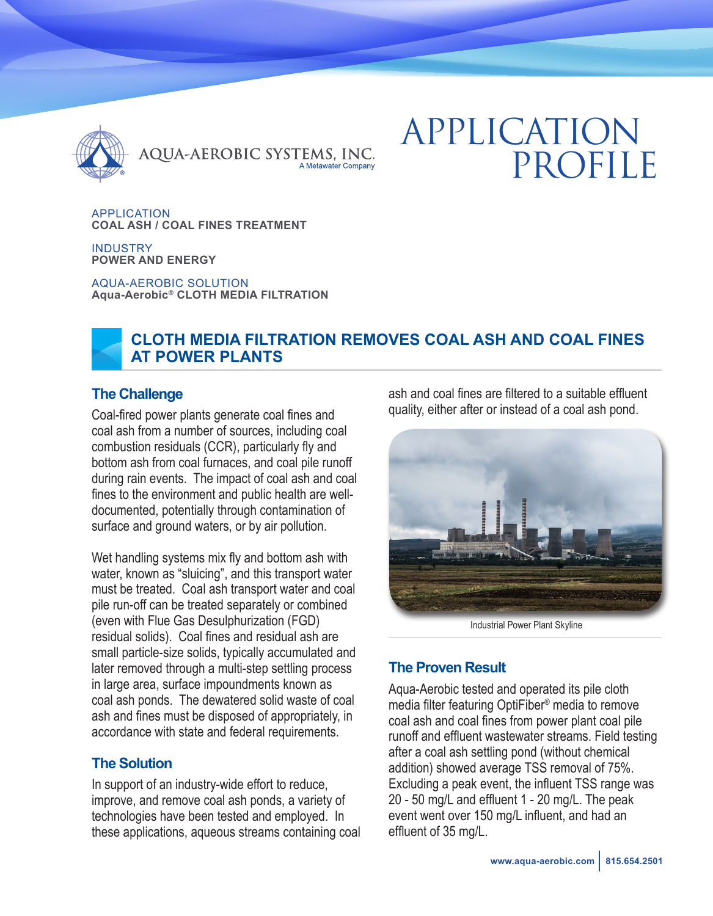AQUA-AEROBIC SYSTEMS, INC.
A Metawater Company

# APPLICATION PROFILE

APPLICATION
**COAL ASH / COAL FINES TREATMENT**

INDUSTRY
**POWER AND ENERGY**

AQUA-AEROBIC SOLUTION
**Aqua-Aerobic® CLOTH MEDIA FILTRATION**

## CLOTH MEDIA FILTRATION REMOVES COAL ASH AND COAL FINES AT POWER PLANTS

### The Challenge

Coal-fired power plants generate coal fines and coal ash from a number of sources, including coal combustion residuals (CCR), particularly fly and bottom ash from coal furnaces, and coal pile runoff during rain events. The impact of coal ash and coal fines to the environment and public health are well-documented, potentially through contamination of surface and ground waters, or by air pollution.

Wet handling systems mix fly and bottom ash with water, known as "sluicing", and this transport water must be treated. Coal ash transport water and coal pile run-off can be treated separately or combined (even with Flue Gas Desulphurization (FGD) residual solids). Coal fines and residual ash are small particle-size solids, typically accumulated and later removed through a multi-step settling process in large area, surface impoundments known as coal ash ponds. The dewatered solid waste of coal ash and fines must be disposed of appropriately, in accordance with state and federal requirements.

### The Solution

In support of an industry-wide effort to reduce, improve, and remove coal ash ponds, a variety of technologies have been tested and employed. In these applications, aqueous streams containing coal ash and coal fines are filtered to a suitable effluent quality, either after or instead of a coal ash pond.

Industrial Power Plant Skyline

### The Proven Result

Aqua-Aerobic tested and operated its pile cloth media filter featuring OptiFiber® media to remove coal ash and coal fines from power plant coal pile runoff and effluent wastewater streams. Field testing after a coal ash settling pond (without chemical addition) showed average TSS removal of 75%. Excluding a peak event, the influent TSS range was 20 - 50 mg/L and effluent 1 - 20 mg/L. The peak event went over 150 mg/L influent, and had an effluent of 35 mg/L.

www.aqua-aerobic.com | 815.654.2501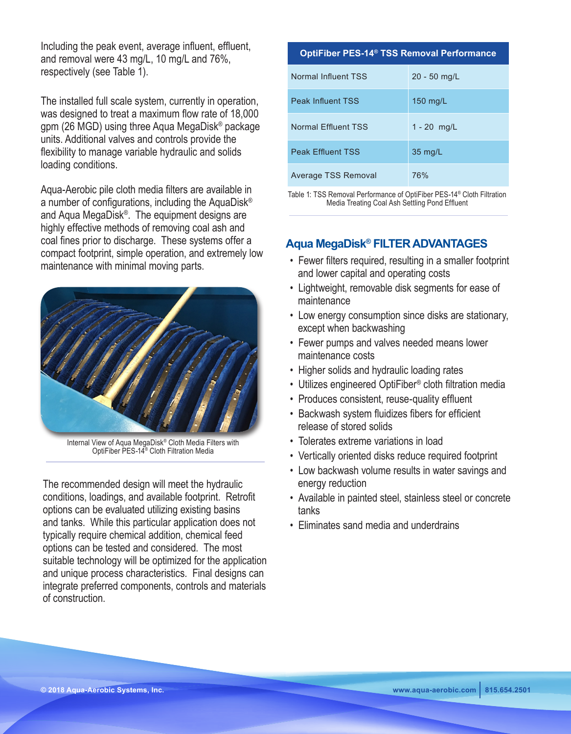Including the peak event, average influent, effluent, and removal were 43 mg/L, 10 mg/L and 76%, respectively (see Table 1).

The installed full scale system, currently in operation, was designed to treat a maximum flow rate of 18,000 gpm (26 MGD) using three Aqua MegaDisk® package units. Additional valves and controls provide the flexibility to manage variable hydraulic and solids loading conditions.

Aqua-Aerobic pile cloth media filters are available in a number of configurations, including the AquaDisk® and Aqua MegaDisk®. The equipment designs are highly effective methods of removing coal ash and coal fines prior to discharge. These systems offer a compact footprint, simple operation, and extremely low maintenance with minimal moving parts.

Internal View of Aqua MegaDisk® Cloth Media Filters with OptiFiber PES-14® Cloth Filtration Media

The recommended design will meet the hydraulic conditions, loadings, and available footprint. Retrofit options can be evaluated utilizing existing basins and tanks. While this particular application does not typically require chemical addition, chemical feed options can be tested and considered. The most suitable technology will be optimized for the application and unique process characteristics. Final designs can integrate preferred components, controls and materials of construction.

| OptiFiber PES-14® TSS Removal Performance | |
|---|---|
| Normal Influent TSS | 20 - 50 mg/L |
| Peak Influent TSS | 150 mg/L |
| Normal Effluent TSS | 1 - 20 mg/L |
| Peak Effluent TSS | 35 mg/L |
| Average TSS Removal | 76% |

Table 1: TSS Removal Performance of OptiFiber PES-14® Cloth Filtration Media Treating Coal Ash Settling Pond Effluent

## Aqua MegaDisk® FILTER ADVANTAGES

- Fewer filters required, resulting in a smaller footprint and lower capital and operating costs
- Lightweight, removable disk segments for ease of maintenance
- Low energy consumption since disks are stationary, except when backwashing
- Fewer pumps and valves needed means lower maintenance costs
- Higher solids and hydraulic loading rates
- Utilizes engineered OptiFiber® cloth filtration media
- Produces consistent, reuse-quality effluent
- Backwash system fluidizes fibers for efficient release of stored solids
- Tolerates extreme variations in load
- Vertically oriented disks reduce required footprint
- Low backwash volume results in water savings and energy reduction
- Available in painted steel, stainless steel or concrete tanks
- Eliminates sand media and underdrains

© 2018 Aqua-Aerobic Systems, Inc.

www.aqua-aerobic.com | 815.654.2501